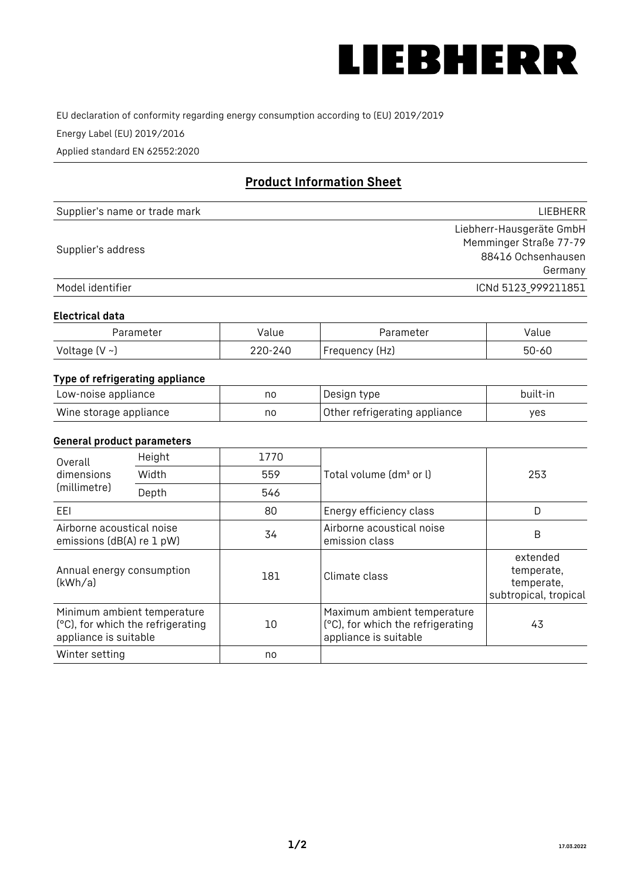LIEBHERR

EU declaration of conformity regarding energy consumption according to (EU) 2019/2019

Energy Label (EU) 2019/2016

Applied standard EN 62552:2020

## Product Information Sheet

| | |
|---|---|
| Supplier's name or trade mark | LIEBHERR |
| Supplier's address | Liebherr-Hausgeräte GmbH<br>Memminger Straße 77-79<br>88416 Ochsenhausen<br>Germany |
| Model identifier | ICNd 5123_999211851 |

### Electrical data

| Parameter | Value | Parameter | Value |
|---|---|---|---|
| Voltage (V ~) | 220-240 | Frequency (Hz) | 50-60 |

### Type of refrigerating appliance

| | | | |
|---|---|---|---|
| Low-noise appliance | no | Design type | built-in |
| Wine storage appliance | no | Other refrigerating appliance | yes |

### General product parameters

| | | | | |
|---|---|---|---|---|
| Overall dimensions (millimetre) | Height | 1770 | Total volume (dm³ or l) | 253 |
| | Width | 559 | | |
| | Depth | 546 | | |
| EEI | | 80 | Energy efficiency class | D |
| Airborne acoustical noise emissions (dB(A) re 1 pW) | | 34 | Airborne acoustical noise emission class | B |
| Annual energy consumption (kWh/a) | | 181 | Climate class | extended temperate, temperate, subtropical, tropical |
| Minimum ambient temperature (°C), for which the refrigerating appliance is suitable | | 10 | Maximum ambient temperature (°C), for which the refrigerating appliance is suitable | 43 |
| Winter setting | | no | | |

17.03.2022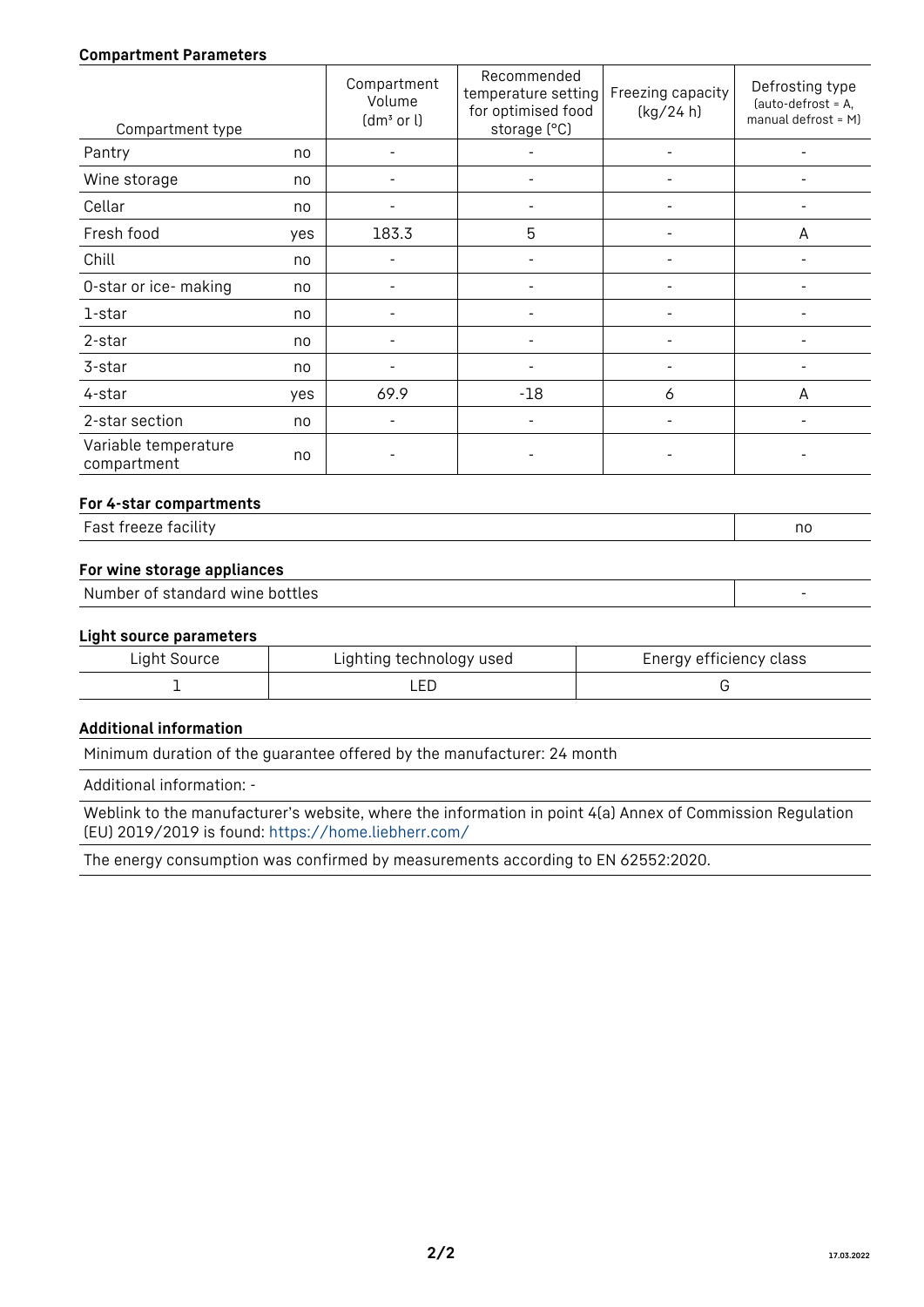**Compartment Parameters**

| Compartment type | | Compartment Volume (dm³ or l) | Recommended temperature setting for optimised food storage (°C) | Freezing capacity (kg/24 h) | Defrosting type (auto-defrost = A, manual defrost = M) |
|---|---|---|---|---|---|
| Pantry | no | - | - | - | - |
| Wine storage | no | - | - | - | - |
| Cellar | no | - | - | - | - |
| Fresh food | yes | 183.3 | 5 | - | A |
| Chill | no | - | - | - | - |
| 0-star or ice- making | no | - | - | - | - |
| 1-star | no | - | - | - | - |
| 2-star | no | - | - | - | - |
| 3-star | no | - | - | - | - |
| 4-star | yes | 69.9 | -18 | 6 | A |
| 2-star section | no | - | - | - | - |
| Variable temperature compartment | no | - | - | - | - |

**For 4-star compartments**

| | |
|---|---|
| Fast freeze facility | no |

**For wine storage appliances**

| | |
|---|---|
| Number of standard wine bottles | - |

**Light source parameters**

| Light Source | Lighting technology used | Energy efficiency class |
|---|---|---|
| 1 | LED | G |

**Additional information**

Minimum duration of the guarantee offered by the manufacturer: 24 month

Additional information: -

Weblink to the manufacturer's website, where the information in point 4(a) Annex of Commission Regulation (EU) 2019/2019 is found: https://home.liebherr.com/

The energy consumption was confirmed by measurements according to EN 62552:2020.

17.03.2022